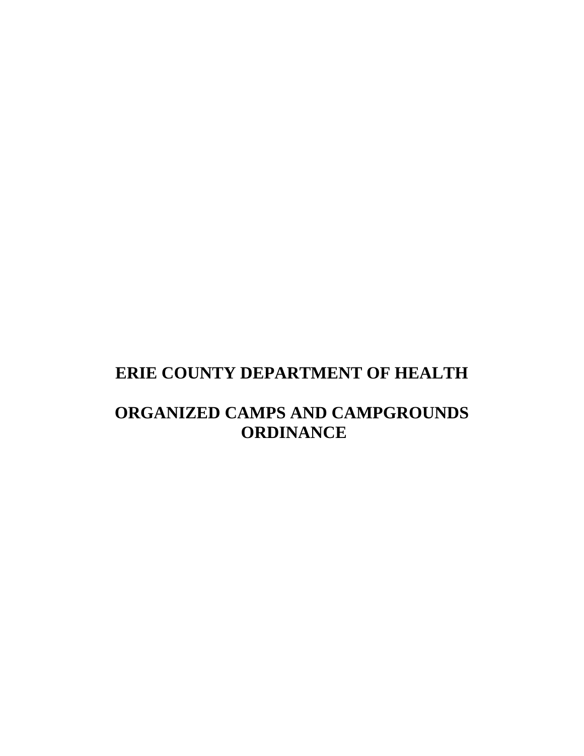# ERIE COUNTY DEPARTMENT OF HEALTH

# ORGANIZED CAMPS AND CAMPGROUNDS ORDINANCE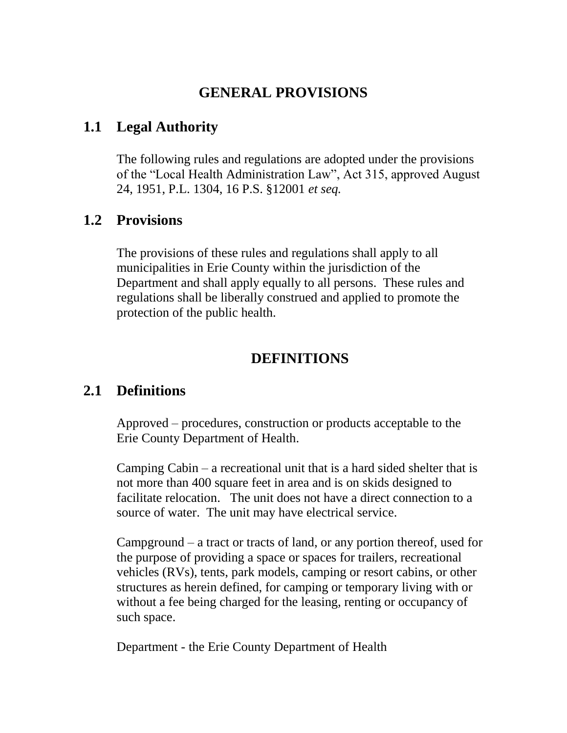# GENERAL PROVISIONS

## 1.1 Legal Authority

The following rules and regulations are adopted under the provisions of the "Local Health Administration Law", Act 315, approved August 24, 1951, P.L. 1304, 16 P.S. §12001 *et seq.*

## 1.2 Provisions

The provisions of these rules and regulations shall apply to all municipalities in Erie County within the jurisdiction of the Department and shall apply equally to all persons. These rules and regulations shall be liberally construed and applied to promote the protection of the public health.

# DEFINITIONS

## 2.1 Definitions

Approved – procedures, construction or products acceptable to the Erie County Department of Health.

Camping Cabin – a recreational unit that is a hard sided shelter that is not more than 400 square feet in area and is on skids designed to facilitate relocation. The unit does not have a direct connection to a source of water. The unit may have electrical service.

Campground – a tract or tracts of land, or any portion thereof, used for the purpose of providing a space or spaces for trailers, recreational vehicles (RVs), tents, park models, camping or resort cabins, or other structures as herein defined, for camping or temporary living with or without a fee being charged for the leasing, renting or occupancy of such space.

Department - the Erie County Department of Health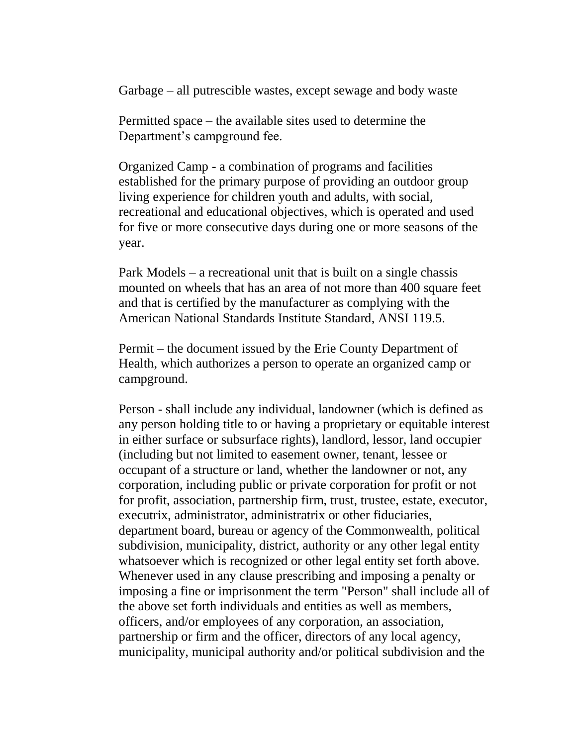Garbage – all putrescible wastes, except sewage and body waste

Permitted space – the available sites used to determine the Department's campground fee.

Organized Camp - a combination of programs and facilities established for the primary purpose of providing an outdoor group living experience for children youth and adults, with social, recreational and educational objectives, which is operated and used for five or more consecutive days during one or more seasons of the year.

Park Models – a recreational unit that is built on a single chassis mounted on wheels that has an area of not more than 400 square feet and that is certified by the manufacturer as complying with the American National Standards Institute Standard, ANSI 119.5.

Permit – the document issued by the Erie County Department of Health, which authorizes a person to operate an organized camp or campground.

Person - shall include any individual, landowner (which is defined as any person holding title to or having a proprietary or equitable interest in either surface or subsurface rights), landlord, lessor, land occupier (including but not limited to easement owner, tenant, lessee or occupant of a structure or land, whether the landowner or not, any corporation, including public or private corporation for profit or not for profit, association, partnership firm, trust, trustee, estate, executor, executrix, administrator, administratrix or other fiduciaries, department board, bureau or agency of the Commonwealth, political subdivision, municipality, district, authority or any other legal entity whatsoever which is recognized or other legal entity set forth above. Whenever used in any clause prescribing and imposing a penalty or imposing a fine or imprisonment the term "Person" shall include all of the above set forth individuals and entities as well as members, officers, and/or employees of any corporation, an association, partnership or firm and the officer, directors of any local agency, municipality, municipal authority and/or political subdivision and the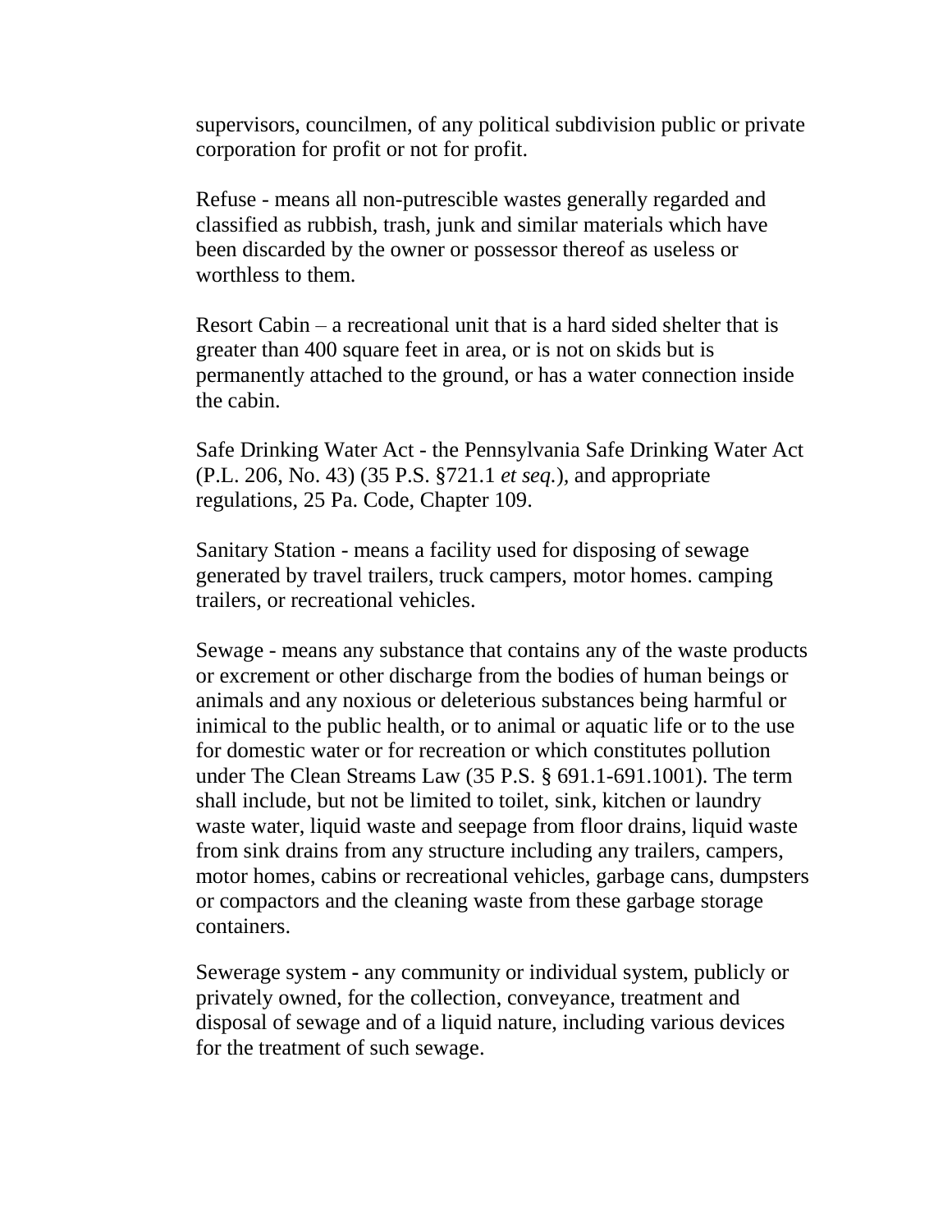supervisors, councilmen, of any political subdivision public or private corporation for profit or not for profit.

Refuse - means all non-putrescible wastes generally regarded and classified as rubbish, trash, junk and similar materials which have been discarded by the owner or possessor thereof as useless or worthless to them.

Resort Cabin – a recreational unit that is a hard sided shelter that is greater than 400 square feet in area, or is not on skids but is permanently attached to the ground, or has a water connection inside the cabin.

Safe Drinking Water Act - the Pennsylvania Safe Drinking Water Act (P.L. 206, No. 43) (35 P.S. §721.1 *et seq.*), and appropriate regulations, 25 Pa. Code, Chapter 109.

Sanitary Station - means a facility used for disposing of sewage generated by travel trailers, truck campers, motor homes. camping trailers, or recreational vehicles.

Sewage - means any substance that contains any of the waste products or excrement or other discharge from the bodies of human beings or animals and any noxious or deleterious substances being harmful or inimical to the public health, or to animal or aquatic life or to the use for domestic water or for recreation or which constitutes pollution under The Clean Streams Law (35 P.S. § 691.1-691.1001). The term shall include, but not be limited to toilet, sink, kitchen or laundry waste water, liquid waste and seepage from floor drains, liquid waste from sink drains from any structure including any trailers, campers, motor homes, cabins or recreational vehicles, garbage cans, dumpsters or compactors and the cleaning waste from these garbage storage containers.

Sewerage system - any community or individual system, publicly or privately owned, for the collection, conveyance, treatment and disposal of sewage and of a liquid nature, including various devices for the treatment of such sewage.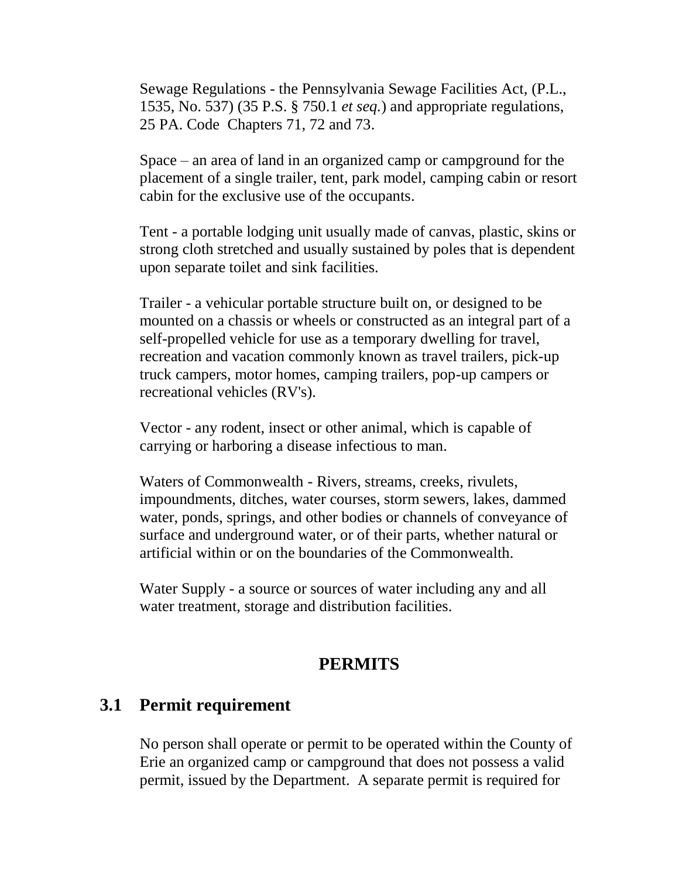Sewage Regulations - the Pennsylvania Sewage Facilities Act, (P.L., 1535, No. 537) (35 P.S. § 750.1 *et seq.*) and appropriate regulations, 25 PA. Code Chapters 71, 72 and 73.

Space – an area of land in an organized camp or campground for the placement of a single trailer, tent, park model, camping cabin or resort cabin for the exclusive use of the occupants.

Tent - a portable lodging unit usually made of canvas, plastic, skins or strong cloth stretched and usually sustained by poles that is dependent upon separate toilet and sink facilities.

Trailer - a vehicular portable structure built on, or designed to be mounted on a chassis or wheels or constructed as an integral part of a self-propelled vehicle for use as a temporary dwelling for travel, recreation and vacation commonly known as travel trailers, pick-up truck campers, motor homes, camping trailers, pop-up campers or recreational vehicles (RV's).

Vector - any rodent, insect or other animal, which is capable of carrying or harboring a disease infectious to man.

Waters of Commonwealth - Rivers, streams, creeks, rivulets, impoundments, ditches, water courses, storm sewers, lakes, dammed water, ponds, springs, and other bodies or channels of conveyance of surface and underground water, or of their parts, whether natural or artificial within or on the boundaries of the Commonwealth.

Water Supply - a source or sources of water including any and all water treatment, storage and distribution facilities.

# PERMITS

## 3.1 Permit requirement

No person shall operate or permit to be operated within the County of Erie an organized camp or campground that does not possess a valid permit, issued by the Department. A separate permit is required for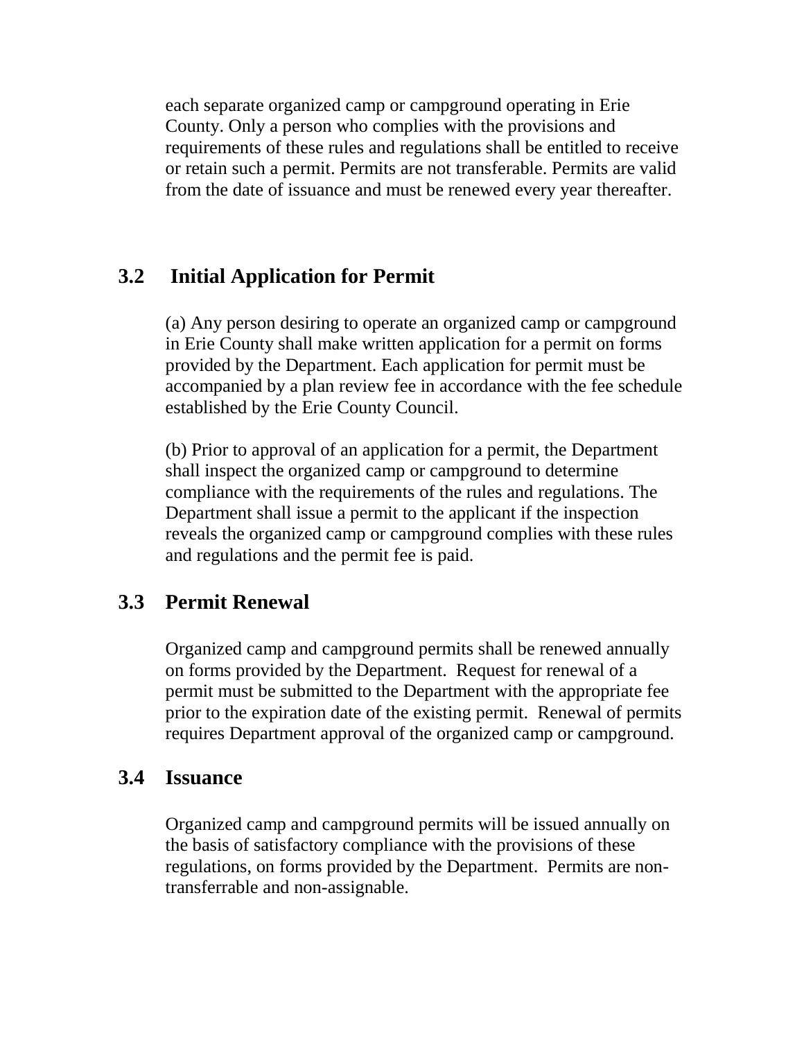each separate organized camp or campground operating in Erie County. Only a person who complies with the provisions and requirements of these rules and regulations shall be entitled to receive or retain such a permit. Permits are not transferable. Permits are valid from the date of issuance and must be renewed every year thereafter.

## 3.2 Initial Application for Permit

(a) Any person desiring to operate an organized camp or campground in Erie County shall make written application for a permit on forms provided by the Department. Each application for permit must be accompanied by a plan review fee in accordance with the fee schedule established by the Erie County Council.

(b) Prior to approval of an application for a permit, the Department shall inspect the organized camp or campground to determine compliance with the requirements of the rules and regulations. The Department shall issue a permit to the applicant if the inspection reveals the organized camp or campground complies with these rules and regulations and the permit fee is paid.

## 3.3 Permit Renewal

Organized camp and campground permits shall be renewed annually on forms provided by the Department. Request for renewal of a permit must be submitted to the Department with the appropriate fee prior to the expiration date of the existing permit. Renewal of permits requires Department approval of the organized camp or campground.

## 3.4 Issuance

Organized camp and campground permits will be issued annually on the basis of satisfactory compliance with the provisions of these regulations, on forms provided by the Department. Permits are non-transferrable and non-assignable.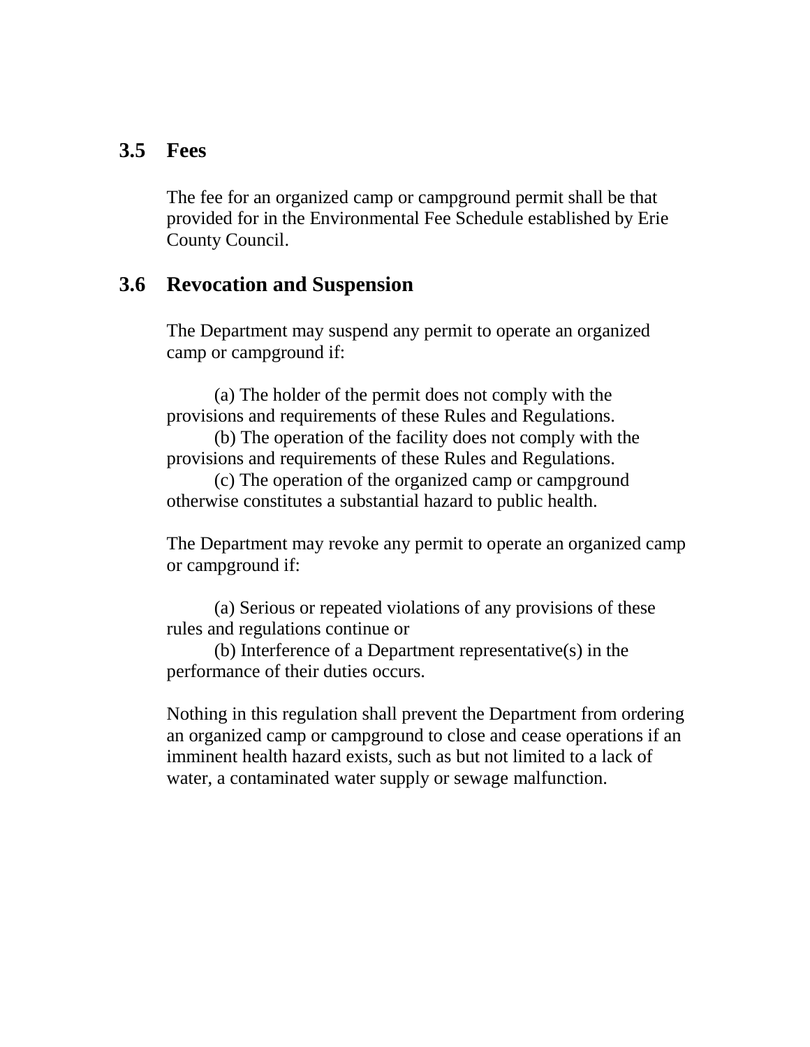## 3.5 Fees

The fee for an organized camp or campground permit shall be that provided for in the Environmental Fee Schedule established by Erie County Council.

## 3.6 Revocation and Suspension

The Department may suspend any permit to operate an organized camp or campground if:

(a) The holder of the permit does not comply with the provisions and requirements of these Rules and Regulations.
(b) The operation of the facility does not comply with the provisions and requirements of these Rules and Regulations.
(c) The operation of the organized camp or campground otherwise constitutes a substantial hazard to public health.

The Department may revoke any permit to operate an organized camp or campground if:

(a) Serious or repeated violations of any provisions of these rules and regulations continue or
(b) Interference of a Department representative(s) in the performance of their duties occurs.

Nothing in this regulation shall prevent the Department from ordering an organized camp or campground to close and cease operations if an imminent health hazard exists, such as but not limited to a lack of water, a contaminated water supply or sewage malfunction.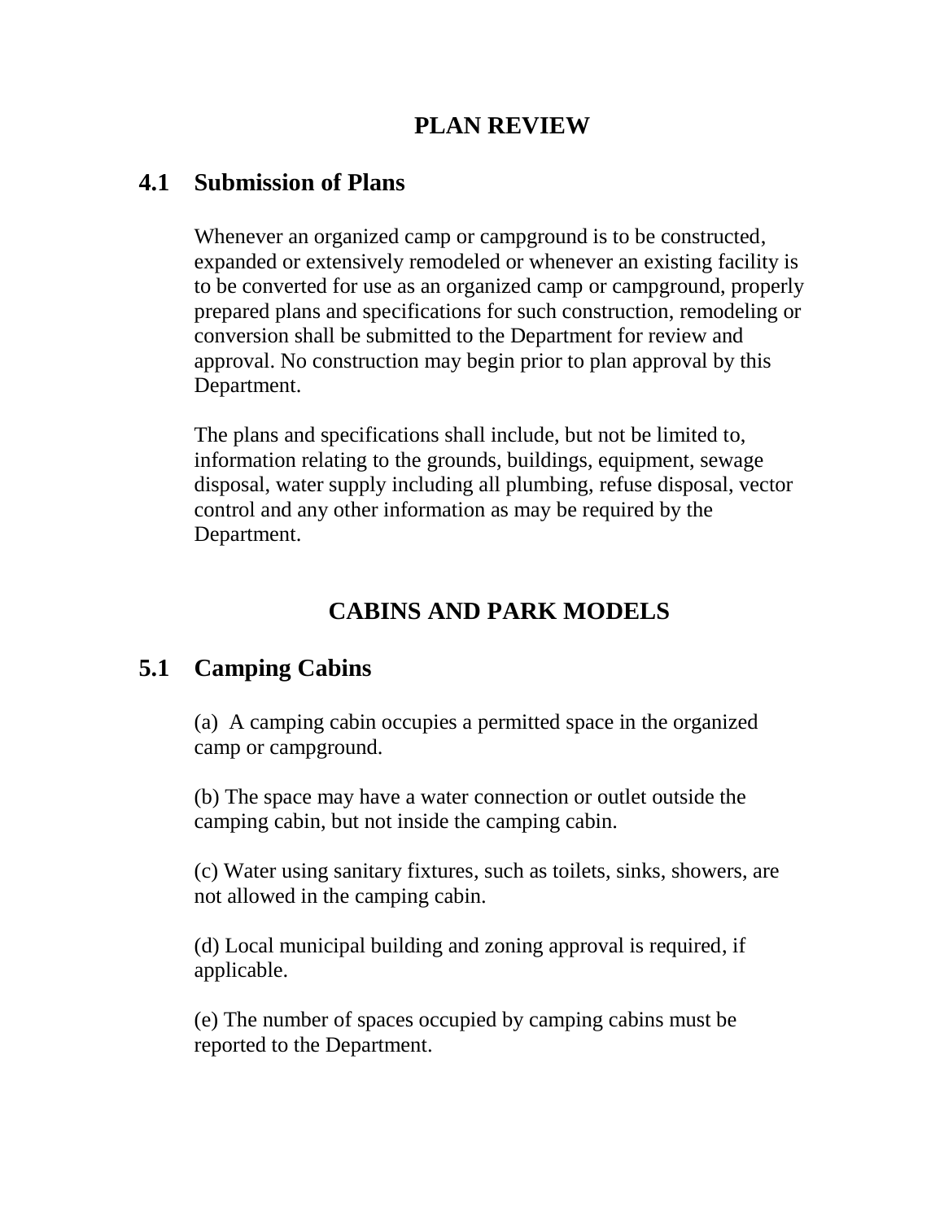# PLAN REVIEW

## 4.1 Submission of Plans

Whenever an organized camp or campground is to be constructed, expanded or extensively remodeled or whenever an existing facility is to be converted for use as an organized camp or campground, properly prepared plans and specifications for such construction, remodeling or conversion shall be submitted to the Department for review and approval. No construction may begin prior to plan approval by this Department.

The plans and specifications shall include, but not be limited to, information relating to the grounds, buildings, equipment, sewage disposal, water supply including all plumbing, refuse disposal, vector control and any other information as may be required by the Department.

# CABINS AND PARK MODELS

## 5.1 Camping Cabins

(a) A camping cabin occupies a permitted space in the organized camp or campground.

(b) The space may have a water connection or outlet outside the camping cabin, but not inside the camping cabin.

(c) Water using sanitary fixtures, such as toilets, sinks, showers, are not allowed in the camping cabin.

(d) Local municipal building and zoning approval is required, if applicable.

(e) The number of spaces occupied by camping cabins must be reported to the Department.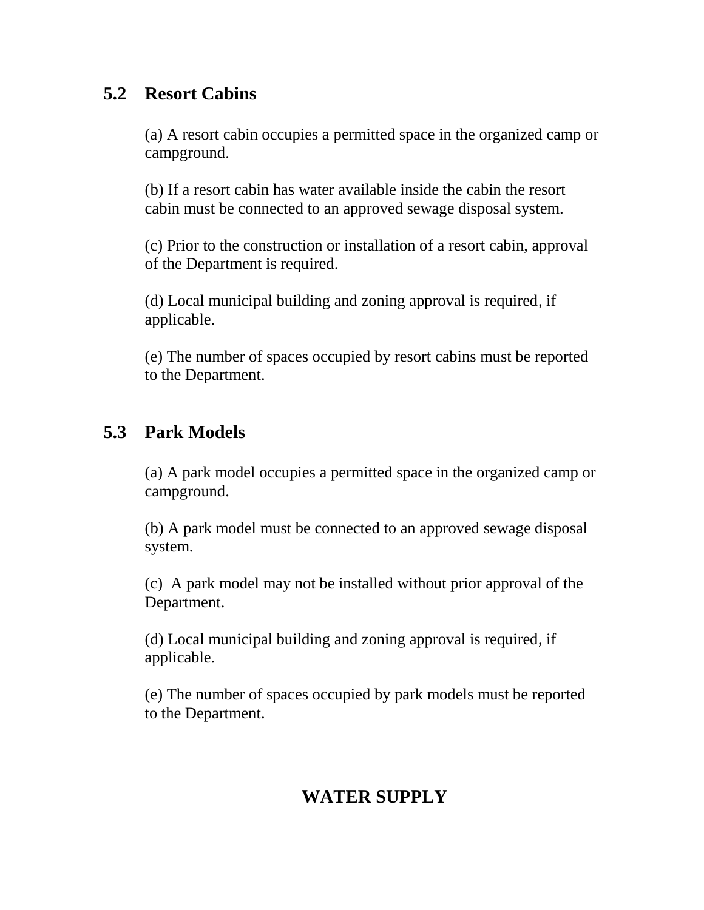## 5.2 Resort Cabins

(a) A resort cabin occupies a permitted space in the organized camp or campground.

(b) If a resort cabin has water available inside the cabin the resort cabin must be connected to an approved sewage disposal system.

(c) Prior to the construction or installation of a resort cabin, approval of the Department is required.

(d) Local municipal building and zoning approval is required, if applicable.

(e) The number of spaces occupied by resort cabins must be reported to the Department.

## 5.3 Park Models

(a) A park model occupies a permitted space in the organized camp or campground.

(b) A park model must be connected to an approved sewage disposal system.

(c) A park model may not be installed without prior approval of the Department.

(d) Local municipal building and zoning approval is required, if applicable.

(e) The number of spaces occupied by park models must be reported to the Department.

# WATER SUPPLY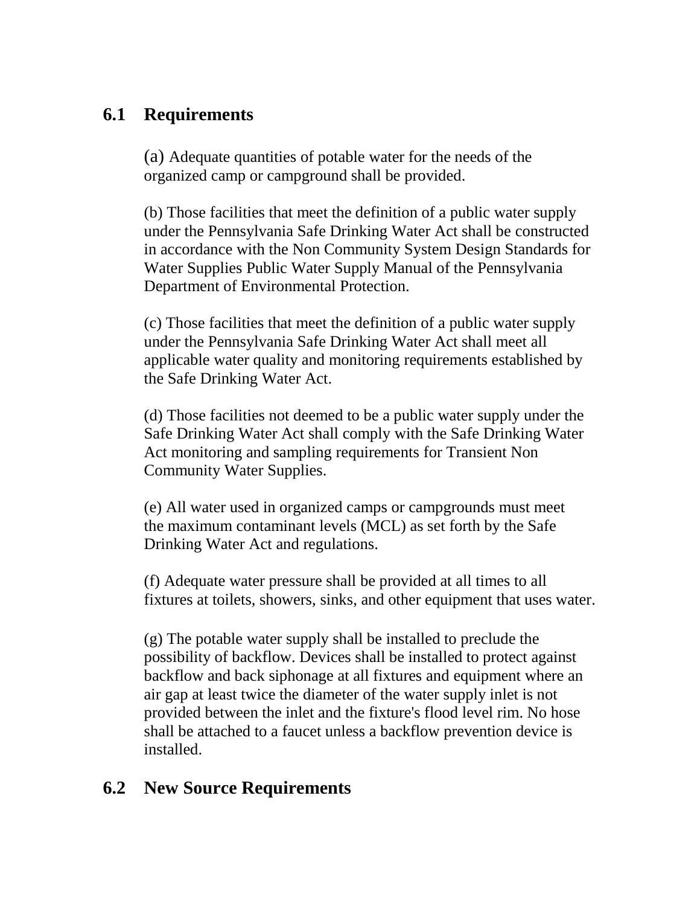## 6.1 Requirements

(a) Adequate quantities of potable water for the needs of the organized camp or campground shall be provided.

(b) Those facilities that meet the definition of a public water supply under the Pennsylvania Safe Drinking Water Act shall be constructed in accordance with the Non Community System Design Standards for Water Supplies Public Water Supply Manual of the Pennsylvania Department of Environmental Protection.

(c) Those facilities that meet the definition of a public water supply under the Pennsylvania Safe Drinking Water Act shall meet all applicable water quality and monitoring requirements established by the Safe Drinking Water Act.

(d) Those facilities not deemed to be a public water supply under the Safe Drinking Water Act shall comply with the Safe Drinking Water Act monitoring and sampling requirements for Transient Non Community Water Supplies.

(e) All water used in organized camps or campgrounds must meet the maximum contaminant levels (MCL) as set forth by the Safe Drinking Water Act and regulations.

(f) Adequate water pressure shall be provided at all times to all fixtures at toilets, showers, sinks, and other equipment that uses water.

(g) The potable water supply shall be installed to preclude the possibility of backflow. Devices shall be installed to protect against backflow and back siphonage at all fixtures and equipment where an air gap at least twice the diameter of the water supply inlet is not provided between the inlet and the fixture's flood level rim. No hose shall be attached to a faucet unless a backflow prevention device is installed.

## 6.2 New Source Requirements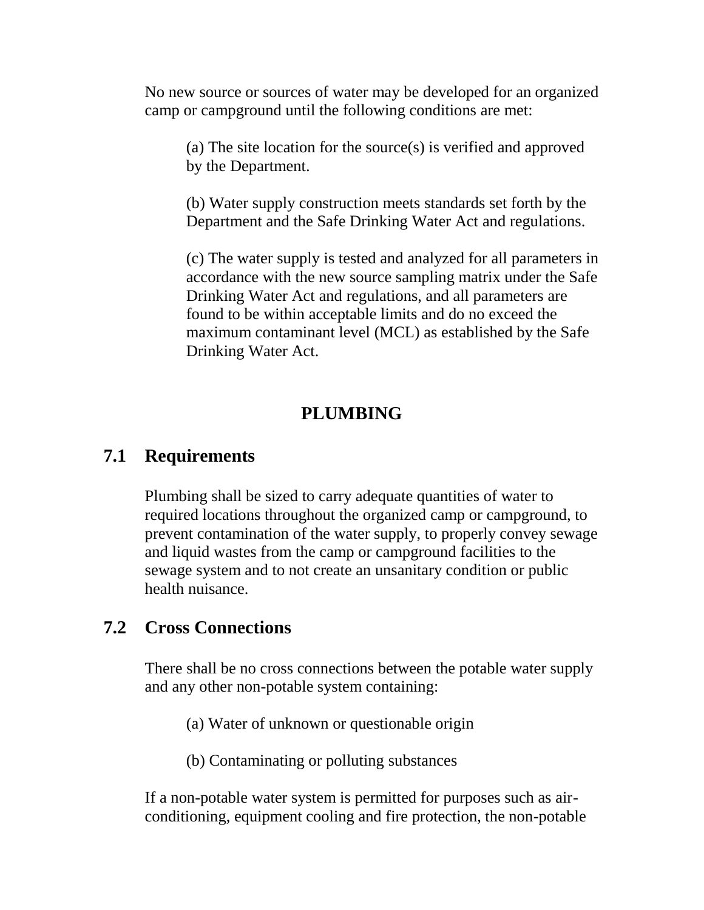No new source or sources of water may be developed for an organized camp or campground until the following conditions are met:

(a) The site location for the source(s) is verified and approved by the Department.

(b) Water supply construction meets standards set forth by the Department and the Safe Drinking Water Act and regulations.

(c) The water supply is tested and analyzed for all parameters in accordance with the new source sampling matrix under the Safe Drinking Water Act and regulations, and all parameters are found to be within acceptable limits and do no exceed the maximum contaminant level (MCL) as established by the Safe Drinking Water Act.

# PLUMBING

## 7.1 Requirements

Plumbing shall be sized to carry adequate quantities of water to required locations throughout the organized camp or campground, to prevent contamination of the water supply, to properly convey sewage and liquid wastes from the camp or campground facilities to the sewage system and to not create an unsanitary condition or public health nuisance.

## 7.2 Cross Connections

There shall be no cross connections between the potable water supply and any other non-potable system containing:

(a) Water of unknown or questionable origin

(b) Contaminating or polluting substances

If a non-potable water system is permitted for purposes such as air-conditioning, equipment cooling and fire protection, the non-potable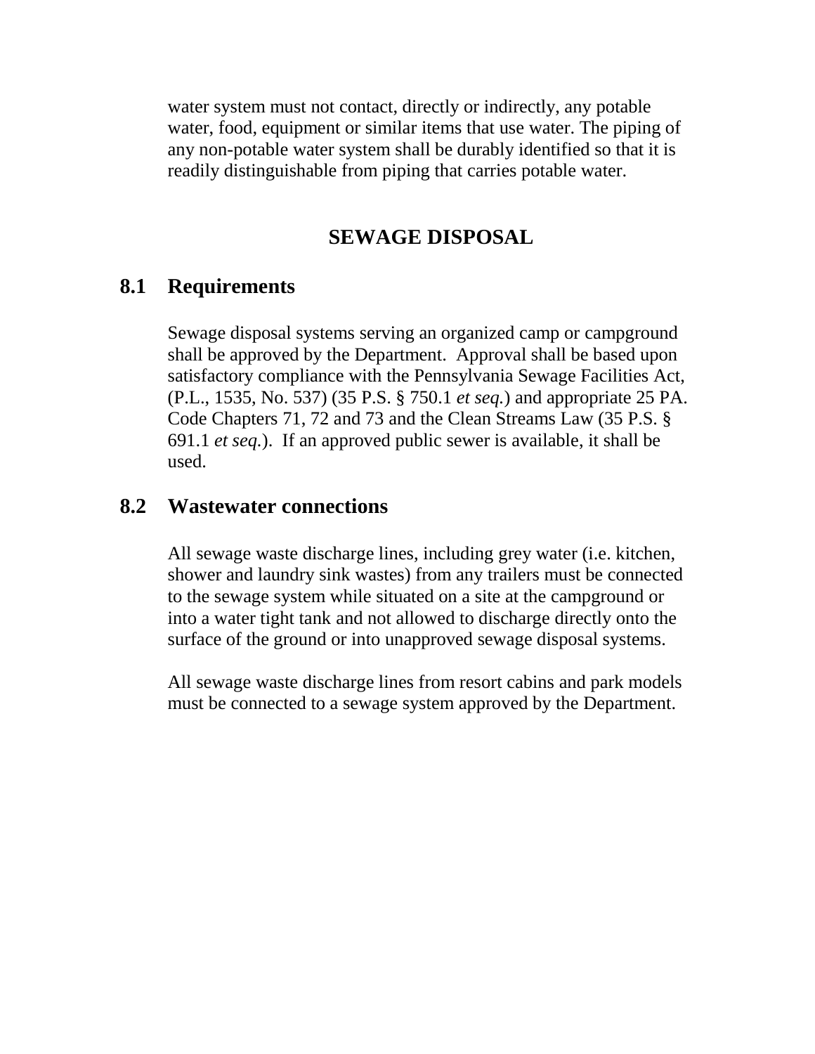water system must not contact, directly or indirectly, any potable water, food, equipment or similar items that use water. The piping of any non-potable water system shall be durably identified so that it is readily distinguishable from piping that carries potable water.

# SEWAGE DISPOSAL

## 8.1 Requirements

Sewage disposal systems serving an organized camp or campground shall be approved by the Department. Approval shall be based upon satisfactory compliance with the Pennsylvania Sewage Facilities Act, (P.L., 1535, No. 537) (35 P.S. § 750.1 *et seq.*) and appropriate 25 PA. Code Chapters 71, 72 and 73 and the Clean Streams Law (35 P.S. § 691.1 *et seq.*). If an approved public sewer is available, it shall be used.

## 8.2 Wastewater connections

All sewage waste discharge lines, including grey water (i.e. kitchen, shower and laundry sink wastes) from any trailers must be connected to the sewage system while situated on a site at the campground or into a water tight tank and not allowed to discharge directly onto the surface of the ground or into unapproved sewage disposal systems.

All sewage waste discharge lines from resort cabins and park models must be connected to a sewage system approved by the Department.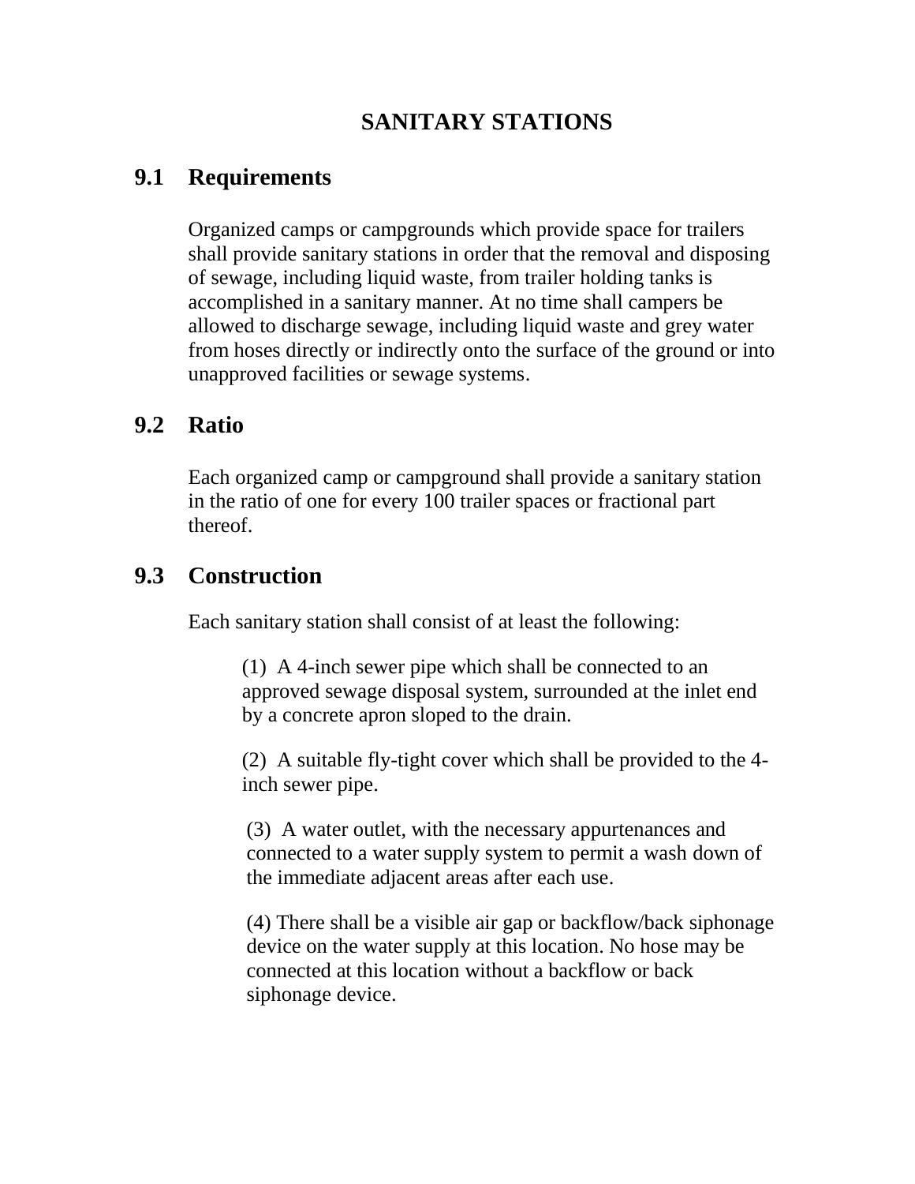# SANITARY STATIONS

## 9.1 Requirements

Organized camps or campgrounds which provide space for trailers shall provide sanitary stations in order that the removal and disposing of sewage, including liquid waste, from trailer holding tanks is accomplished in a sanitary manner. At no time shall campers be allowed to discharge sewage, including liquid waste and grey water from hoses directly or indirectly onto the surface of the ground or into unapproved facilities or sewage systems.

## 9.2 Ratio

Each organized camp or campground shall provide a sanitary station in the ratio of one for every 100 trailer spaces or fractional part thereof.

## 9.3 Construction

Each sanitary station shall consist of at least the following:

(1) A 4-inch sewer pipe which shall be connected to an approved sewage disposal system, surrounded at the inlet end by a concrete apron sloped to the drain.

(2) A suitable fly-tight cover which shall be provided to the 4-inch sewer pipe.

(3) A water outlet, with the necessary appurtenances and connected to a water supply system to permit a wash down of the immediate adjacent areas after each use.

(4) There shall be a visible air gap or backflow/back siphonage device on the water supply at this location. No hose may be connected at this location without a backflow or back siphonage device.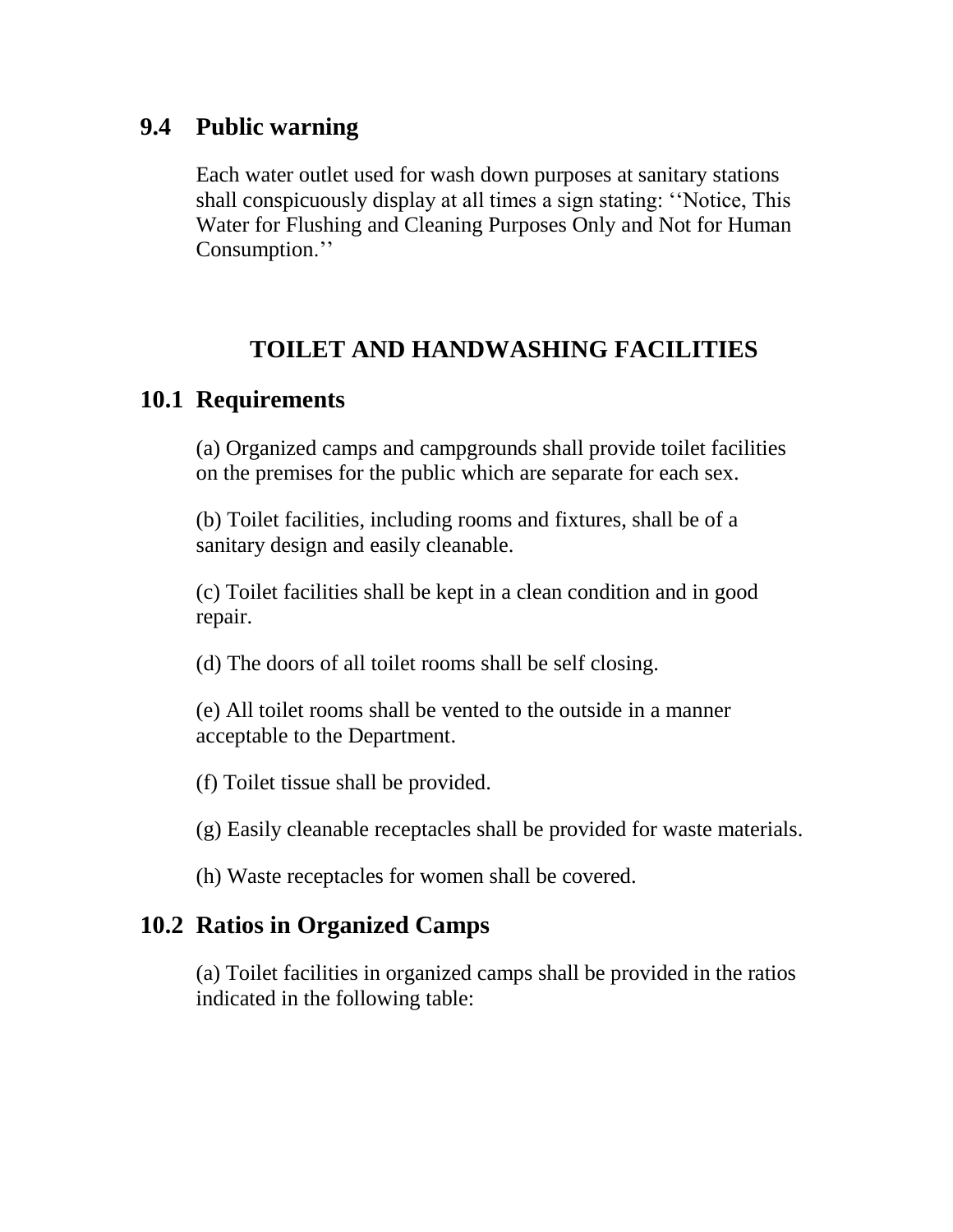## 9.4 Public warning

Each water outlet used for wash down purposes at sanitary stations shall conspicuously display at all times a sign stating: ‘‘Notice, This Water for Flushing and Cleaning Purposes Only and Not for Human Consumption.’’

# TOILET AND HANDWASHING FACILITIES

## 10.1 Requirements

(a) Organized camps and campgrounds shall provide toilet facilities on the premises for the public which are separate for each sex.

(b) Toilet facilities, including rooms and fixtures, shall be of a sanitary design and easily cleanable.

(c) Toilet facilities shall be kept in a clean condition and in good repair.

(d) The doors of all toilet rooms shall be self closing.

(e) All toilet rooms shall be vented to the outside in a manner acceptable to the Department.

(f) Toilet tissue shall be provided.

(g) Easily cleanable receptacles shall be provided for waste materials.

(h) Waste receptacles for women shall be covered.

## 10.2 Ratios in Organized Camps

(a) Toilet facilities in organized camps shall be provided in the ratios indicated in the following table: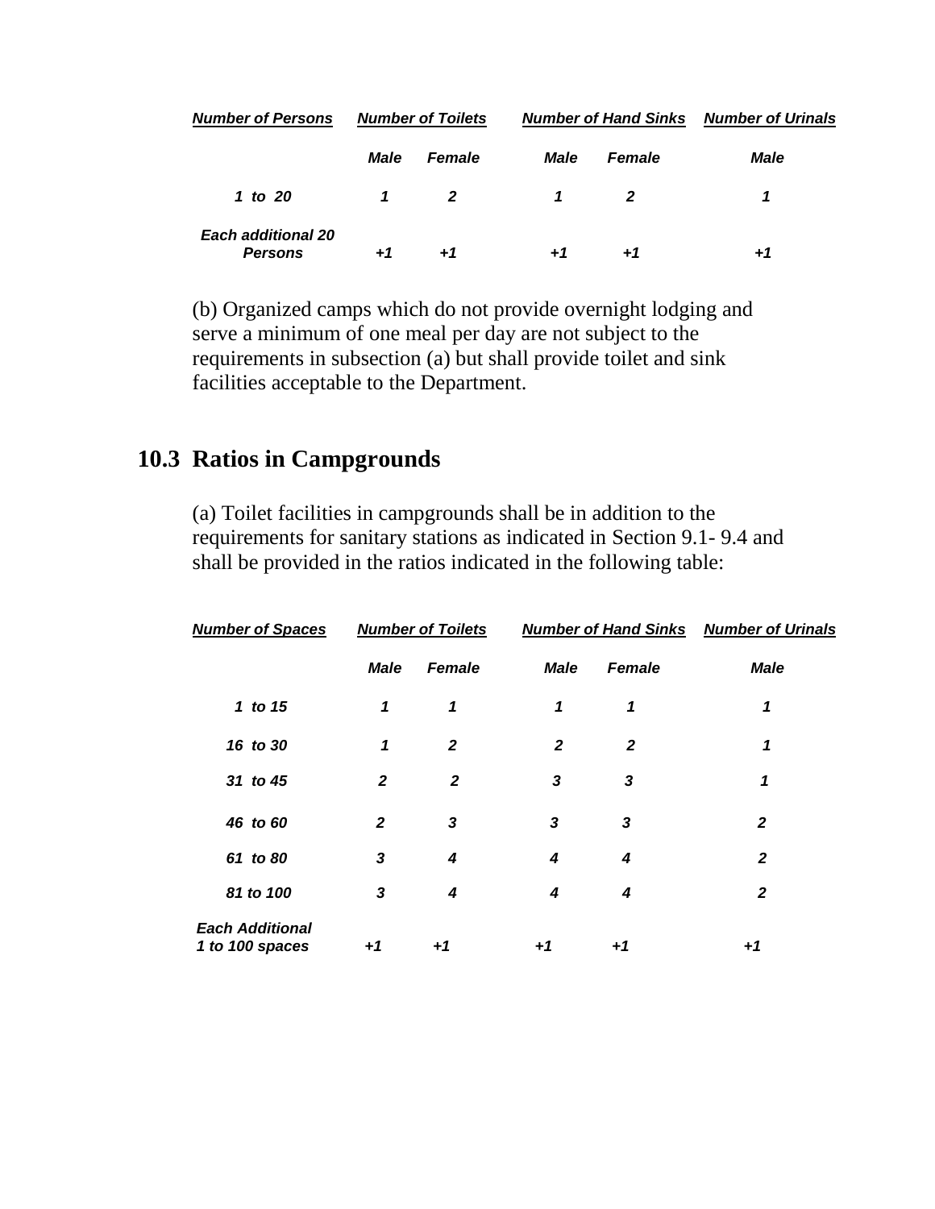| *Number of Persons* | *Number of Toilets* | | *Number of Hand Sinks* | | *Number of Urinals* |
|---|---|---|---|---|---|
| | ***Male*** | ***Female*** | ***Male*** | ***Female*** | ***Male*** |
| ***1 to 20*** | ***1*** | ***2*** | ***1*** | ***2*** | ***1*** |
| ***Each additional 20 Persons*** | ***+1*** | ***+1*** | ***+1*** | ***+1*** | ***+1*** |

(b) Organized camps which do not provide overnight lodging and serve a minimum of one meal per day are not subject to the requirements in subsection (a) but shall provide toilet and sink facilities acceptable to the Department.

## 10.3 Ratios in Campgrounds

(a) Toilet facilities in campgrounds shall be in addition to the requirements for sanitary stations as indicated in Section 9.1- 9.4 and shall be provided in the ratios indicated in the following table:

| *Number of Spaces* | *Number of Toilets* | | *Number of Hand Sinks* | | *Number of Urinals* |
|---|---|---|---|---|---|
| | ***Male*** | ***Female*** | ***Male*** | ***Female*** | ***Male*** |
| ***1 to 15*** | ***1*** | ***1*** | ***1*** | ***1*** | ***1*** |
| ***16 to 30*** | ***1*** | ***2*** | ***2*** | ***2*** | ***1*** |
| ***31 to 45*** | ***2*** | ***2*** | ***3*** | ***3*** | ***1*** |
| ***46 to 60*** | ***2*** | ***3*** | ***3*** | ***3*** | ***2*** |
| ***61 to 80*** | ***3*** | ***4*** | ***4*** | ***4*** | ***2*** |
| ***81 to 100*** | ***3*** | ***4*** | ***4*** | ***4*** | ***2*** |
| ***Each Additional 1 to 100 spaces*** | ***+1*** | ***+1*** | ***+1*** | ***+1*** | ***+1*** |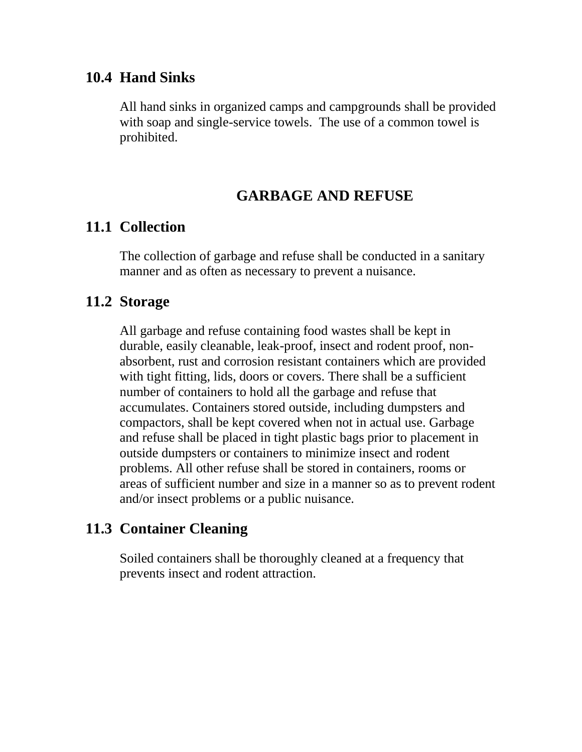## 10.4 Hand Sinks

All hand sinks in organized camps and campgrounds shall be provided with soap and single-service towels. The use of a common towel is prohibited.

# GARBAGE AND REFUSE

## 11.1 Collection

The collection of garbage and refuse shall be conducted in a sanitary manner and as often as necessary to prevent a nuisance.

## 11.2 Storage

All garbage and refuse containing food wastes shall be kept in durable, easily cleanable, leak-proof, insect and rodent proof, non-absorbent, rust and corrosion resistant containers which are provided with tight fitting, lids, doors or covers. There shall be a sufficient number of containers to hold all the garbage and refuse that accumulates. Containers stored outside, including dumpsters and compactors, shall be kept covered when not in actual use. Garbage and refuse shall be placed in tight plastic bags prior to placement in outside dumpsters or containers to minimize insect and rodent problems. All other refuse shall be stored in containers, rooms or areas of sufficient number and size in a manner so as to prevent rodent and/or insect problems or a public nuisance.

## 11.3 Container Cleaning

Soiled containers shall be thoroughly cleaned at a frequency that prevents insect and rodent attraction.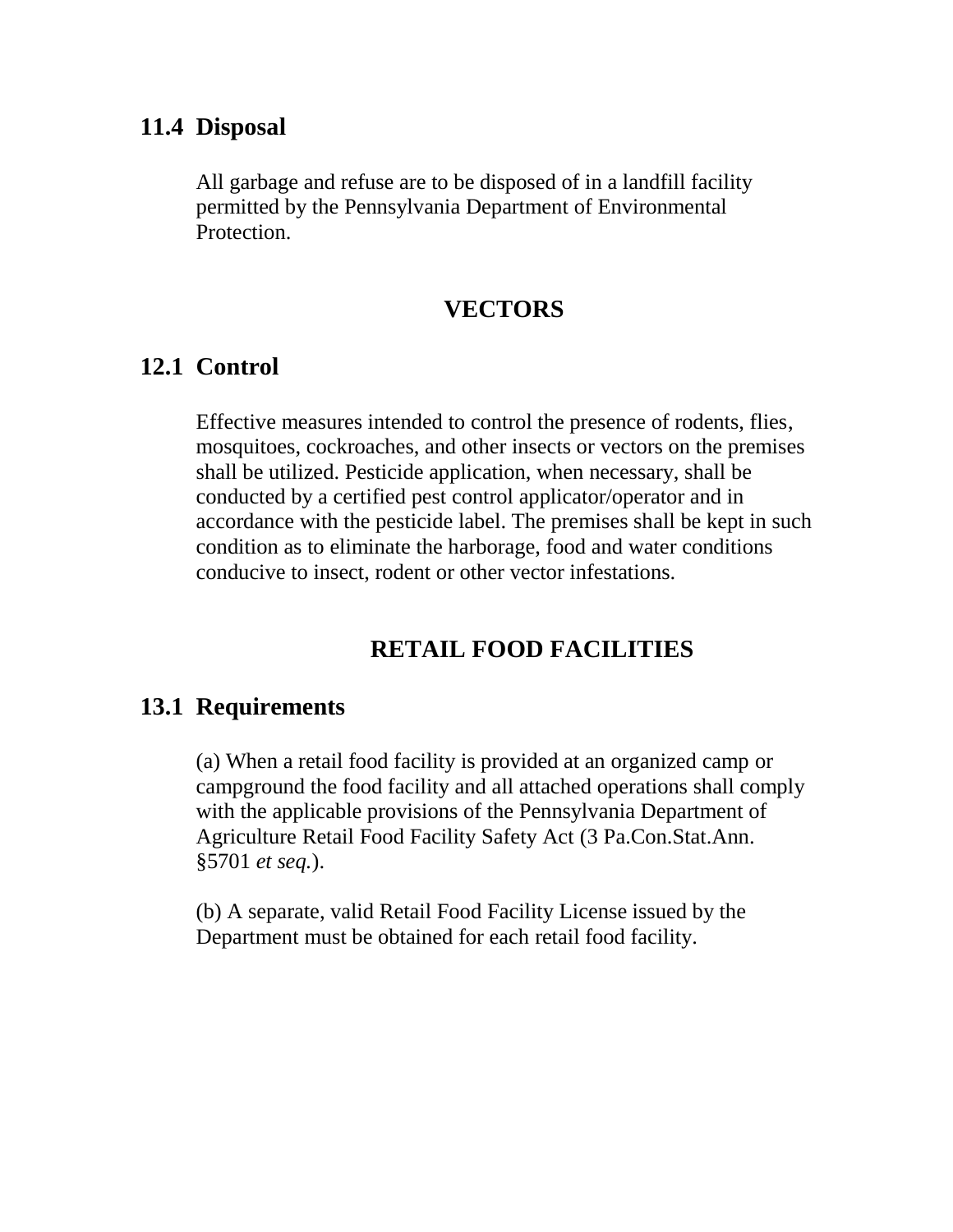### 11.4 Disposal

All garbage and refuse are to be disposed of in a landfill facility permitted by the Pennsylvania Department of Environmental Protection.

## VECTORS

### 12.1 Control

Effective measures intended to control the presence of rodents, flies, mosquitoes, cockroaches, and other insects or vectors on the premises shall be utilized. Pesticide application, when necessary, shall be conducted by a certified pest control applicator/operator and in accordance with the pesticide label. The premises shall be kept in such condition as to eliminate the harborage, food and water conditions conducive to insect, rodent or other vector infestations.

## RETAIL FOOD FACILITIES

### 13.1 Requirements

(a) When a retail food facility is provided at an organized camp or campground the food facility and all attached operations shall comply with the applicable provisions of the Pennsylvania Department of Agriculture Retail Food Facility Safety Act (3 Pa.Con.Stat.Ann. §5701 *et seq.*).

(b) A separate, valid Retail Food Facility License issued by the Department must be obtained for each retail food facility.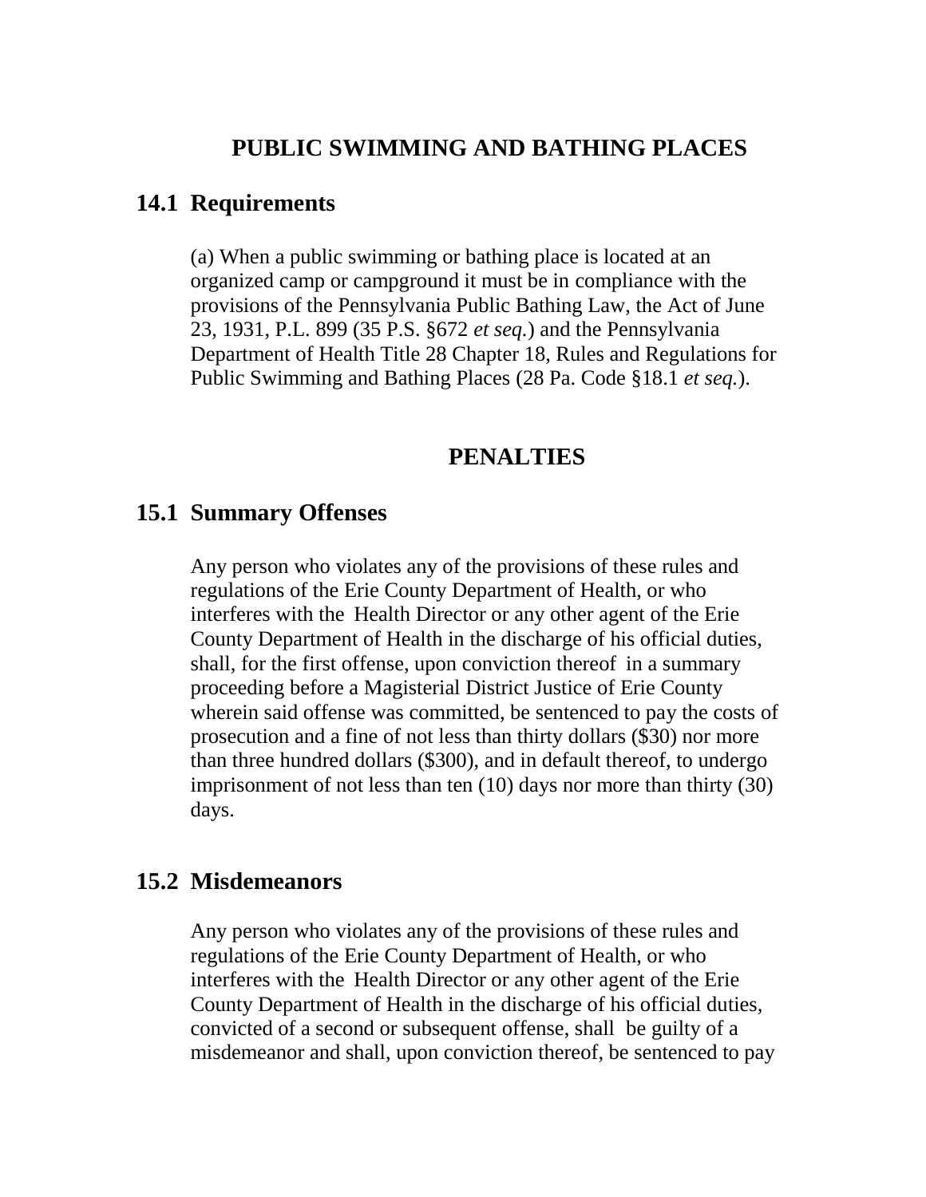# PUBLIC SWIMMING AND BATHING PLACES

## 14.1 Requirements

(a) When a public swimming or bathing place is located at an organized camp or campground it must be in compliance with the provisions of the Pennsylvania Public Bathing Law, the Act of June 23, 1931, P.L. 899 (35 P.S. §672 *et seq.*) and the Pennsylvania Department of Health Title 28 Chapter 18, Rules and Regulations for Public Swimming and Bathing Places (28 Pa. Code §18.1 *et seq.*).

# PENALTIES

## 15.1 Summary Offenses

Any person who violates any of the provisions of these rules and regulations of the Erie County Department of Health, or who interferes with the Health Director or any other agent of the Erie County Department of Health in the discharge of his official duties, shall, for the first offense, upon conviction thereof in a summary proceeding before a Magisterial District Justice of Erie County wherein said offense was committed, be sentenced to pay the costs of prosecution and a fine of not less than thirty dollars ($30) nor more than three hundred dollars ($300), and in default thereof, to undergo imprisonment of not less than ten (10) days nor more than thirty (30) days.

## 15.2 Misdemeanors

Any person who violates any of the provisions of these rules and regulations of the Erie County Department of Health, or who interferes with the Health Director or any other agent of the Erie County Department of Health in the discharge of his official duties, convicted of a second or subsequent offense, shall be guilty of a misdemeanor and shall, upon conviction thereof, be sentenced to pay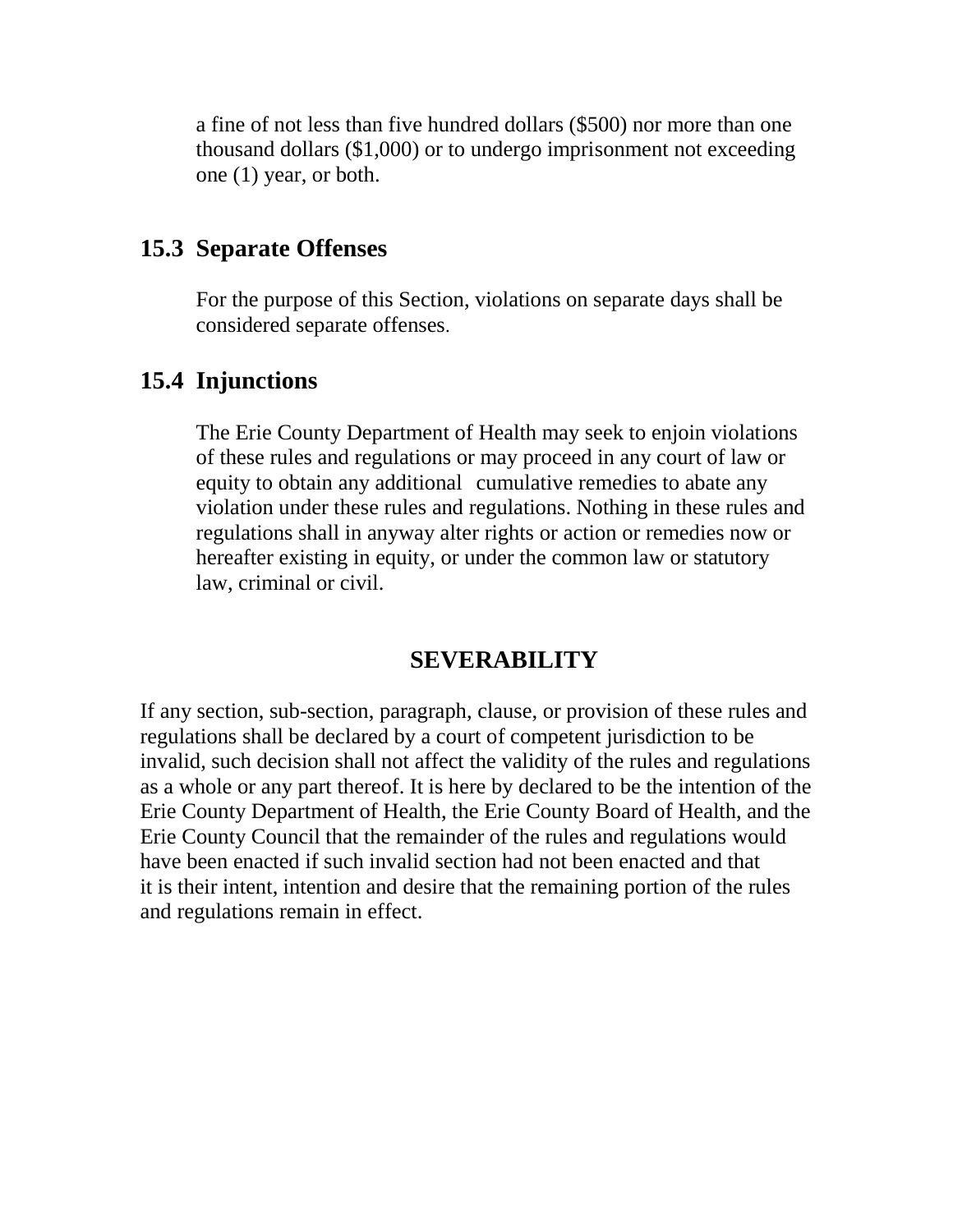a fine of not less than five hundred dollars ($500) nor more than one thousand dollars ($1,000) or to undergo imprisonment not exceeding one (1) year, or both.

## 15.3 Separate Offenses

For the purpose of this Section, violations on separate days shall be considered separate offenses.

## 15.4 Injunctions

The Erie County Department of Health may seek to enjoin violations of these rules and regulations or may proceed in any court of law or equity to obtain any additional cumulative remedies to abate any violation under these rules and regulations. Nothing in these rules and regulations shall in anyway alter rights or action or remedies now or hereafter existing in equity, or under the common law or statutory law, criminal or civil.

## SEVERABILITY

If any section, sub-section, paragraph, clause, or provision of these rules and regulations shall be declared by a court of competent jurisdiction to be invalid, such decision shall not affect the validity of the rules and regulations as a whole or any part thereof. It is here by declared to be the intention of the Erie County Department of Health, the Erie County Board of Health, and the Erie County Council that the remainder of the rules and regulations would have been enacted if such invalid section had not been enacted and that it is their intent, intention and desire that the remaining portion of the rules and regulations remain in effect.